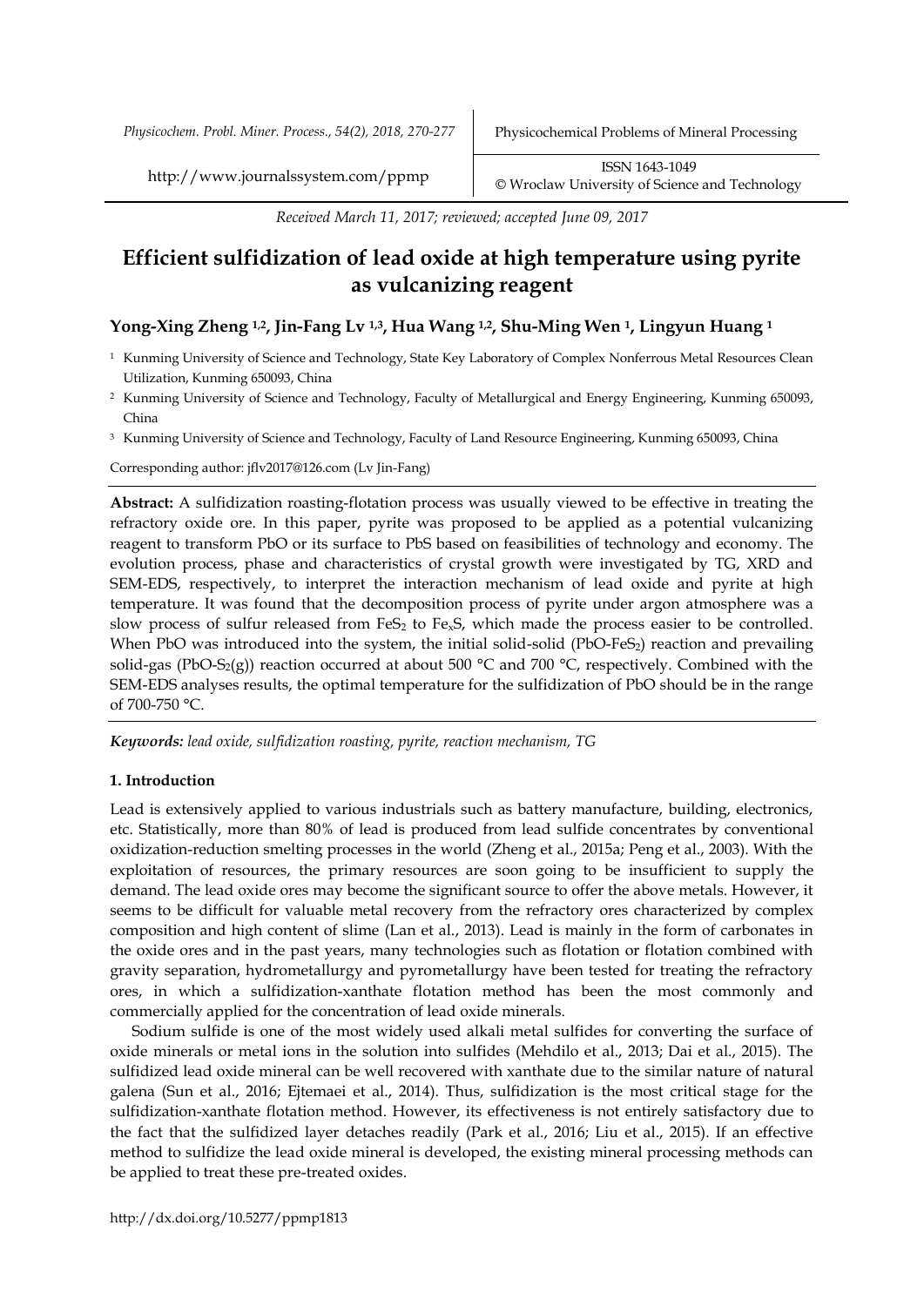Received March 11, 2017; reviewed; accepted June 09, 2017

# Efficient sulfidization of lead oxide at high temperature using pyrite as vulcanizing reagent

**Yong-Xing Zheng [1,2], Jin-Fang Lv [1,3], Hua Wang [1,2], Shu-Ming Wen [1], Lingyun Huang [1]**

[1] Kunming University of Science and Technology, State Key Laboratory of Complex Nonferrous Metal Resources Clean Utilization, Kunming 650093, China

[2] Kunming University of Science and Technology, Faculty of Metallurgical and Energy Engineering, Kunming 650093, China

[3] Kunming University of Science and Technology, Faculty of Land Resource Engineering, Kunming 650093, China

Corresponding author: jflv2017@126.com (Lv Jin-Fang)

**Abstract:** A sulfidization roasting-flotation process was usually viewed to be effective in treating the refractory oxide ore. In this paper, pyrite was proposed to be applied as a potential vulcanizing reagent to transform PbO or its surface to PbS based on feasibilities of technology and economy. The evolution process, phase and characteristics of crystal growth were investigated by TG, XRD and SEM-EDS, respectively, to interpret the interaction mechanism of lead oxide and pyrite at high temperature. It was found that the decomposition process of pyrite under argon atmosphere was a slow process of sulfur released from $FeS_2$ to $Fe_xS$, which made the process easier to be controlled. When PbO was introduced into the system, the initial solid-solid (PbO-$FeS_2$) reaction and prevailing solid-gas (PbO-$S_2$(g)) reaction occurred at about 500 °C and 700 °C, respectively. Combined with the SEM-EDS analyses results, the optimal temperature for the sulfidization of PbO should be in the range of 700-750 °C.

***Keywords:*** *lead oxide, sulfidization roasting, pyrite, reaction mechanism, TG*

## 1. Introduction

Lead is extensively applied to various industrials such as battery manufacture, building, electronics, etc. Statistically, more than 80% of lead is produced from lead sulfide concentrates by conventional oxidization-reduction smelting processes in the world (Zheng et al., 2015a; Peng et al., 2003). With the exploitation of resources, the primary resources are soon going to be insufficient to supply the demand. The lead oxide ores may become the significant source to offer the above metals. However, it seems to be difficult for valuable metal recovery from the refractory ores characterized by complex composition and high content of slime (Lan et al., 2013). Lead is mainly in the form of carbonates in the oxide ores and in the past years, many technologies such as flotation or flotation combined with gravity separation, hydrometallurgy and pyrometallurgy have been tested for treating the refractory ores, in which a sulfidization-xanthate flotation method has been the most commonly and commercially applied for the concentration of lead oxide minerals.

Sodium sulfide is one of the most widely used alkali metal sulfides for converting the surface of oxide minerals or metal ions in the solution into sulfides (Mehdilo et al., 2013; Dai et al., 2015). The sulfidized lead oxide mineral can be well recovered with xanthate due to the similar nature of natural galena (Sun et al., 2016; Ejtemaei et al., 2014). Thus, sulfidization is the most critical stage for the sulfidization-xanthate flotation method. However, its effectiveness is not entirely satisfactory due to the fact that the sulfidized layer detaches readily (Park et al., 2016; Liu et al., 2015). If an effective method to sulfidize the lead oxide mineral is developed, the existing mineral processing methods can be applied to treat these pre-treated oxides.

http://dx.doi.org/10.5277/ppmp1813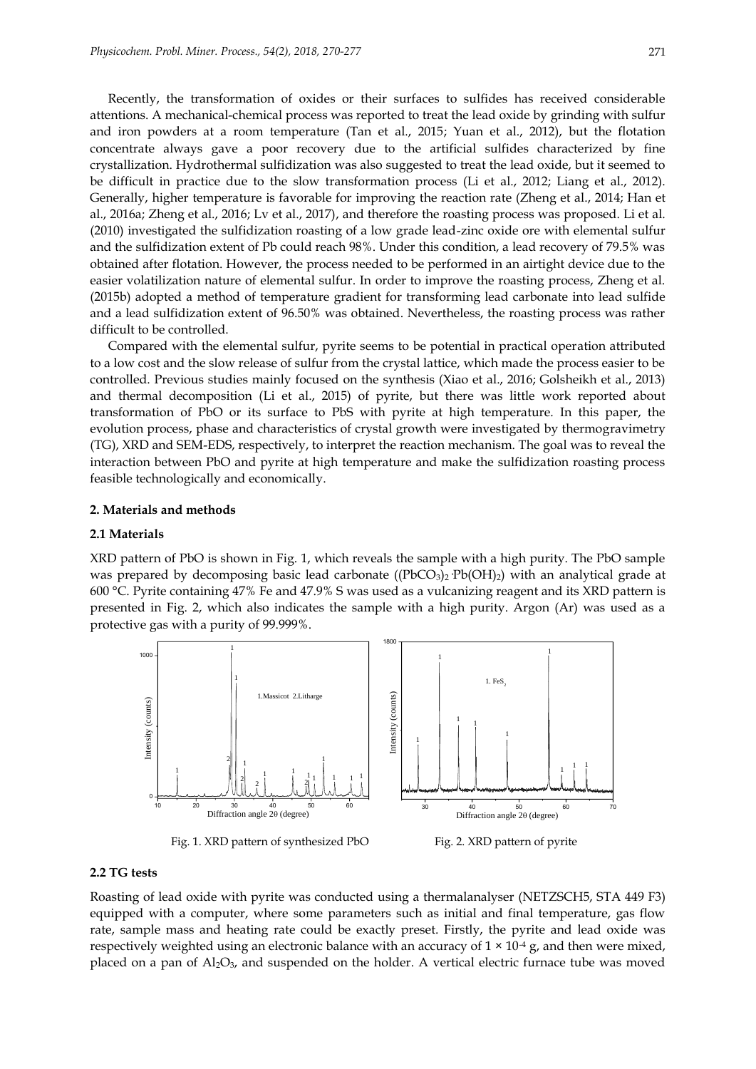Recently, the transformation of oxides or their surfaces to sulfides has received considerable attentions. A mechanical-chemical process was reported to treat the lead oxide by grinding with sulfur and iron powders at a room temperature (Tan et al., 2015; Yuan et al., 2012), but the flotation concentrate always gave a poor recovery due to the artificial sulfides characterized by fine crystallization. Hydrothermal sulfidization was also suggested to treat the lead oxide, but it seemed to be difficult in practice due to the slow transformation process (Li et al., 2012; Liang et al., 2012). Generally, higher temperature is favorable for improving the reaction rate (Zheng et al., 2014; Han et al., 2016a; Zheng et al., 2016; Lv et al., 2017), and therefore the roasting process was proposed. Li et al. (2010) investigated the sulfidization roasting of a low grade lead-zinc oxide ore with elemental sulfur and the sulfidization extent of Pb could reach 98%. Under this condition, a lead recovery of 79.5% was obtained after flotation. However, the process needed to be performed in an airtight device due to the easier volatilization nature of elemental sulfur. In order to improve the roasting process, Zheng et al. (2015b) adopted a method of temperature gradient for transforming lead carbonate into lead sulfide and a lead sulfidization extent of 96.50% was obtained. Nevertheless, the roasting process was rather difficult to be controlled.

Compared with the elemental sulfur, pyrite seems to be potential in practical operation attributed to a low cost and the slow release of sulfur from the crystal lattice, which made the process easier to be controlled. Previous studies mainly focused on the synthesis (Xiao et al., 2016; Golsheikh et al., 2013) and thermal decomposition (Li et al., 2015) of pyrite, but there was little work reported about transformation of PbO or its surface to PbS with pyrite at high temperature. In this paper, the evolution process, phase and characteristics of crystal growth were investigated by thermogravimetry (TG), XRD and SEM-EDS, respectively, to interpret the reaction mechanism. The goal was to reveal the interaction between PbO and pyrite at high temperature and make the sulfidization roasting process feasible technologically and economically.

## 2. Materials and methods

### 2.1 Materials

XRD pattern of PbO is shown in Fig. 1, which reveals the sample with a high purity. The PbO sample was prepared by decomposing basic lead carbonate ($(PbCO_3)_2 \cdot Pb(OH)_2$) with an analytical grade at 600 °C. Pyrite containing 47% Fe and 47.9% S was used as a vulcanizing reagent and its XRD pattern is presented in Fig. 2, which also indicates the sample with a high purity. Argon (Ar) was used as a protective gas with a purity of 99.999%.

Fig. 1. XRD pattern of synthesized PbO

Fig. 2. XRD pattern of pyrite

### 2.2 TG tests

Roasting of lead oxide with pyrite was conducted using a thermalanalyser (NETZSCH5, STA 449 F3) equipped with a computer, where some parameters such as initial and final temperature, gas flow rate, sample mass and heating rate could be exactly preset. Firstly, the pyrite and lead oxide was respectively weighted using an electronic balance with an accuracy of $1 \times 10^{-4}$ g, and then were mixed, placed on a pan of $Al_2O_3$, and suspended on the holder. A vertical electric furnace tube was moved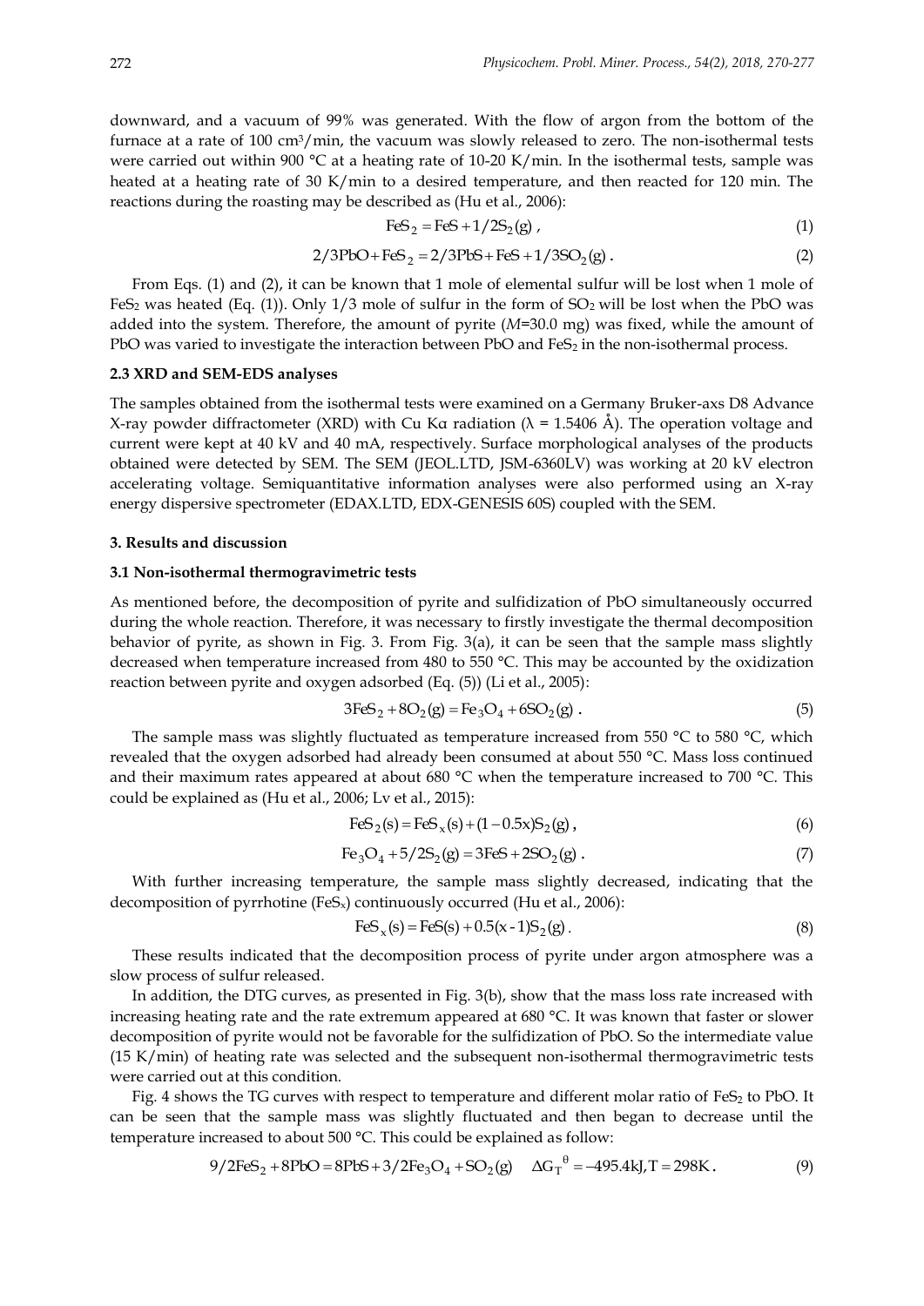downward, and a vacuum of 99% was generated. With the flow of argon from the bottom of the furnace at a rate of 100 $cm^3$/min, the vacuum was slowly released to zero. The non-isothermal tests were carried out within 900 °C at a heating rate of 10-20 K/min. In the isothermal tests, sample was heated at a heating rate of 30 K/min to a desired temperature, and then reacted for 120 min. The reactions during the roasting may be described as (Hu et al., 2006):

$$FeS_2 = FeS + 1/2S_2(g) \,, \tag{1}$$

$$2/3PbO + FeS_2 = 2/3PbS + FeS + 1/3SO_2(g) \,. \tag{2}$$

From Eqs. (1) and (2), it can be known that 1 mole of elemental sulfur will be lost when 1 mole of $FeS_2$ was heated (Eq. (1)). Only 1/3 mole of sulfur in the form of $SO_2$ will be lost when the PbO was added into the system. Therefore, the amount of pyrite ($M$=30.0 mg) was fixed, while the amount of PbO was varied to investigate the interaction between PbO and $FeS_2$ in the non-isothermal process.

### 2.3 XRD and SEM-EDS analyses

The samples obtained from the isothermal tests were examined on a Germany Bruker-axs D8 Advance X-ray powder diffractometer (XRD) with Cu Kα radiation (λ = 1.5406 Å). The operation voltage and current were kept at 40 kV and 40 mA, respectively. Surface morphological analyses of the products obtained were detected by SEM. The SEM (JEOL.LTD, JSM-6360LV) was working at 20 kV electron accelerating voltage. Semiquantitative information analyses were also performed using an X-ray energy dispersive spectrometer (EDAX.LTD, EDX-GENESIS 60S) coupled with the SEM.

## 3. Results and discussion

### 3.1 Non-isothermal thermogravimetric tests

As mentioned before, the decomposition of pyrite and sulfidization of PbO simultaneously occurred during the whole reaction. Therefore, it was necessary to firstly investigate the thermal decomposition behavior of pyrite, as shown in Fig. 3. From Fig. 3(a), it can be seen that the sample mass slightly decreased when temperature increased from 480 to 550 °C. This may be accounted by the oxidization reaction between pyrite and oxygen adsorbed (Eq. (5)) (Li et al., 2005):

$$3FeS_2 + 8O_2(g) = Fe_3O_4 + 6SO_2(g) \,. \tag{5}$$

The sample mass was slightly fluctuated as temperature increased from 550 °C to 580 °C, which revealed that the oxygen adsorbed had already been consumed at about 550 °C. Mass loss continued and their maximum rates appeared at about 680 °C when the temperature increased to 700 °C. This could be explained as (Hu et al., 2006; Lv et al., 2015):

$$FeS_2(s) = FeS_x(s) + (1 - 0.5x)S_2(g) \,, \tag{6}$$

$$Fe_3O_4 + 5/2S_2(g) = 3FeS + 2SO_2(g) \,. \tag{7}$$

With further increasing temperature, the sample mass slightly decreased, indicating that the decomposition of pyrrhotine ($FeS_x$) continuously occurred (Hu et al., 2006):

$$FeS_x(s) = FeS(s) + 0.5(x - 1)S_2(g) \,. \tag{8}$$

These results indicated that the decomposition process of pyrite under argon atmosphere was a slow process of sulfur released.

In addition, the DTG curves, as presented in Fig. 3(b), show that the mass loss rate increased with increasing heating rate and the rate extremum appeared at 680 °C. It was known that faster or slower decomposition of pyrite would not be favorable for the sulfidization of PbO. So the intermediate value (15 K/min) of heating rate was selected and the subsequent non-isothermal thermogravimetric tests were carried out at this condition.

Fig. 4 shows the TG curves with respect to temperature and different molar ratio of $FeS_2$ to PbO. It can be seen that the sample mass was slightly fluctuated and then began to decrease until the temperature increased to about 500 °C. This could be explained as follow:

$$9/2FeS_2 + 8PbO = 8PbS + 3/2Fe_3O_4 + SO_2(g) \quad \Delta G_T^{\theta} = -495.4\text{kJ}, T = 298\text{K} \,. \tag{9}$$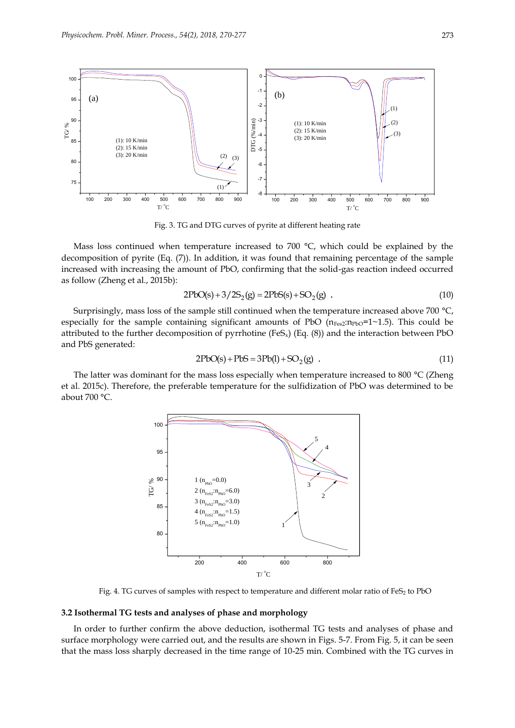Fig. 3. TG and DTG curves of pyrite at different heating rate

Mass loss continued when temperature increased to 700 °C, which could be explained by the decomposition of pyrite (Eq. (7)). In addition, it was found that remaining percentage of the sample increased with increasing the amount of PbO, confirming that the solid-gas reaction indeed occurred as follow (Zheng et al., 2015b):

$$2PbO(s) + 3/2S_2(g) = 2PbS(s) + SO_2(g) \quad . \tag{10}$$

Surprisingly, mass loss of the sample still continued when the temperature increased above 700 °C, especially for the sample containing significant amounts of PbO ($n_{Fes2}$:$n_{PbO}$=1~1.5). This could be attributed to the further decomposition of pyrrhotine ($FeS_x$) (Eq. (8)) and the interaction between PbO and PbS generated:

$$2PbO(s) + PbS = 3Pb(l) + SO_2(g) \quad . \tag{11}$$

The latter was dominant for the mass loss especially when temperature increased to 800 °C (Zheng et al. 2015c). Therefore, the preferable temperature for the sulfidization of PbO was determined to be about 700 °C.

Fig. 4. TG curves of samples with respect to temperature and different molar ratio of $FeS_2$ to PbO

### 3.2 Isothermal TG tests and analyses of phase and morphology

In order to further confirm the above deduction, isothermal TG tests and analyses of phase and surface morphology were carried out, and the results are shown in Figs. 5-7. From Fig. 5, it can be seen that the mass loss sharply decreased in the time range of 10-25 min. Combined with the TG curves in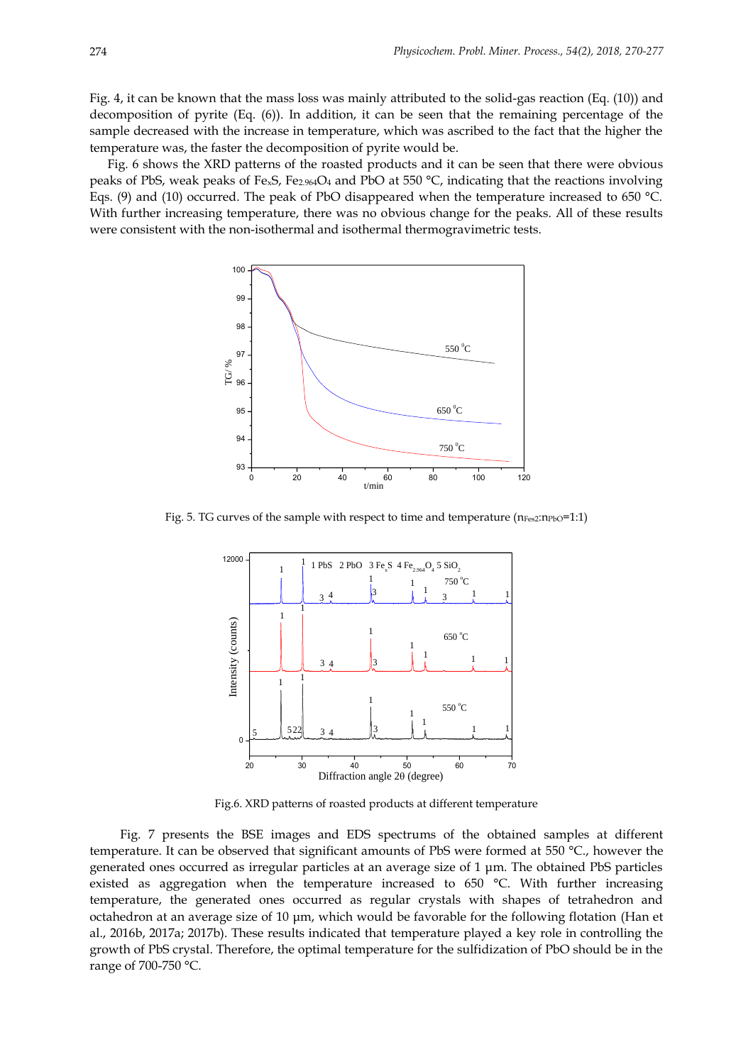Fig. 4, it can be known that the mass loss was mainly attributed to the solid-gas reaction (Eq. (10)) and decomposition of pyrite (Eq. (6)). In addition, it can be seen that the remaining percentage of the sample decreased with the increase in temperature, which was ascribed to the fact that the higher the temperature was, the faster the decomposition of pyrite would be.

Fig. 6 shows the XRD patterns of the roasted products and it can be seen that there were obvious peaks of PbS, weak peaks of $Fe_xS$, $Fe_{2.964}O_4$ and PbO at 550 °C, indicating that the reactions involving Eqs. (9) and (10) occurred. The peak of PbO disappeared when the temperature increased to 650 °C. With further increasing temperature, there was no obvious change for the peaks. All of these results were consistent with the non-isothermal and isothermal thermogravimetric tests.

Fig. 5. TG curves of the sample with respect to time and temperature ($n_{FeS_2}$:$n_{PbO}$=1:1)

Fig.6. XRD patterns of roasted products at different temperature

Fig. 7 presents the BSE images and EDS spectrums of the obtained samples at different temperature. It can be observed that significant amounts of PbS were formed at 550 °C., however the generated ones occurred as irregular particles at an average size of 1 μm. The obtained PbS particles existed as aggregation when the temperature increased to 650 °C. With further increasing temperature, the generated ones occurred as regular crystals with shapes of tetrahedron and octahedron at an average size of 10 μm, which would be favorable for the following flotation (Han et al., 2016b, 2017a; 2017b). These results indicated that temperature played a key role in controlling the growth of PbS crystal. Therefore, the optimal temperature for the sulfidization of PbO should be in the range of 700-750 °C.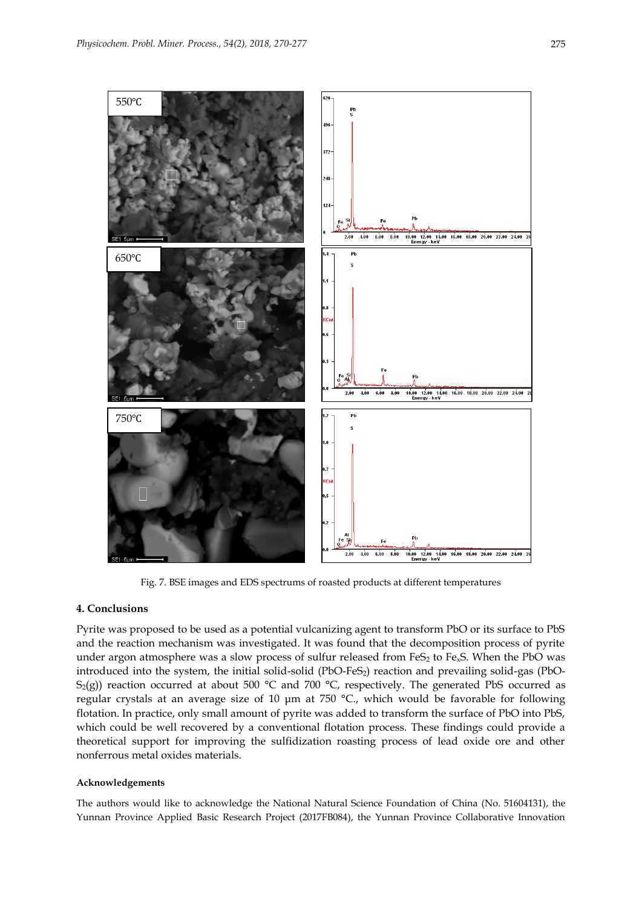Fig. 7. BSE images and EDS spectrums of roasted products at different temperatures

## 4. Conclusions

Pyrite was proposed to be used as a potential vulcanizing agent to transform PbO or its surface to PbS and the reaction mechanism was investigated. It was found that the decomposition process of pyrite under argon atmosphere was a slow process of sulfur released from $FeS_2$ to $Fe_xS$. When the PbO was introduced into the system, the initial solid-solid (PbO-$FeS_2$) reaction and prevailing solid-gas (PbO-$S_2$(g)) reaction occurred at about 500 °C and 700 °C, respectively. The generated PbS occurred as regular crystals at an average size of 10 μm at 750 °C., which would be favorable for following flotation. In practice, only small amount of pyrite was added to transform the surface of PbO into PbS, which could be well recovered by a conventional flotation process. These findings could provide a theoretical support for improving the sulfidization roasting process of lead oxide ore and other nonferrous metal oxides materials.

### Acknowledgements

The authors would like to acknowledge the National Natural Science Foundation of China (No. 51604131), the Yunnan Province Applied Basic Research Project (2017FB084), the Yunnan Province Collaborative Innovation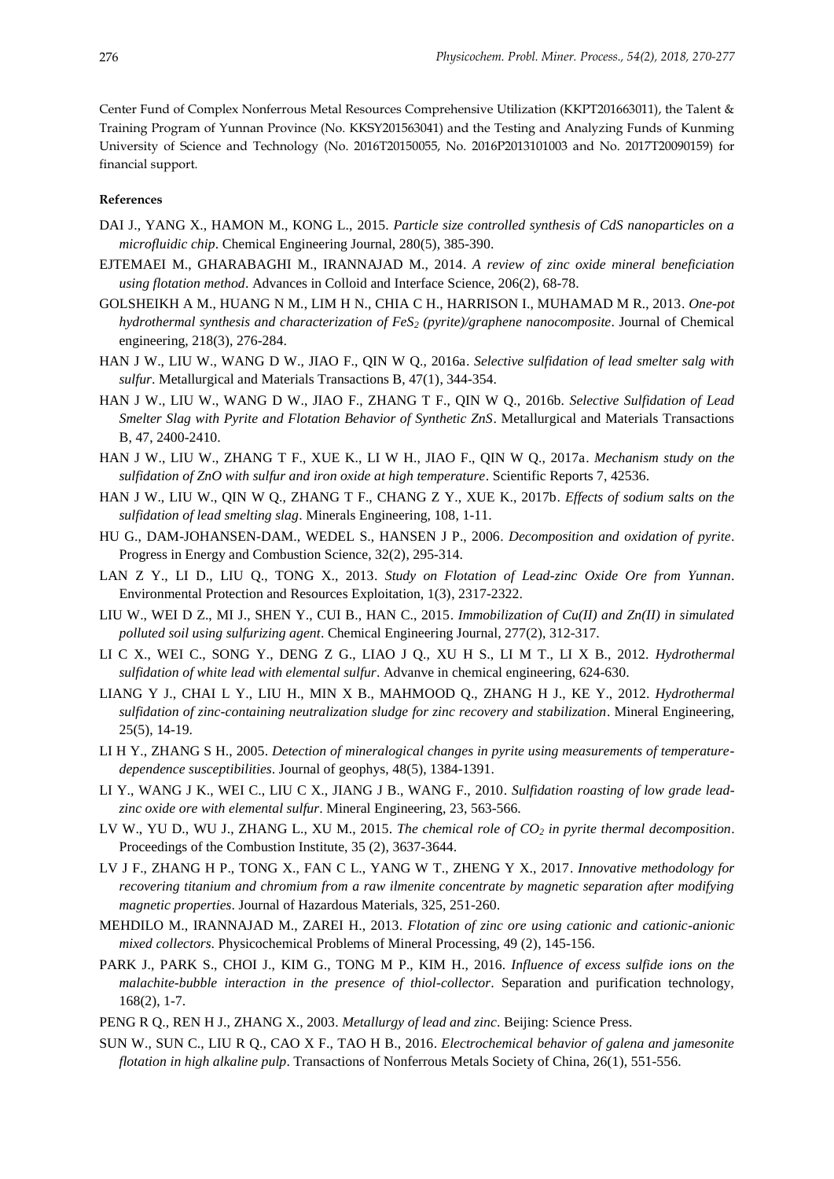Center Fund of Complex Nonferrous Metal Resources Comprehensive Utilization (KKPT201663011), the Talent & Training Program of Yunnan Province (No. KKSY201563041) and the Testing and Analyzing Funds of Kunming University of Science and Technology (No. 2016T20150055, No. 2016P2013101003 and No. 2017T20090159) for financial support.

**References**

DAI J., YANG X., HAMON M., KONG L., 2015. *Particle size controlled synthesis of CdS nanoparticles on a microfluidic chip*. Chemical Engineering Journal, 280(5), 385-390.

EJTEMAEI M., GHARABAGHI M., IRANNAJAD M., 2014. *A review of zinc oxide mineral beneficiation using flotation method*. Advances in Colloid and Interface Science, 206(2), 68-78.

GOLSHEIKH A M., HUANG N M., LIM H N., CHIA C H., HARRISON I., MUHAMAD M R., 2013. *One-pot hydrothermal synthesis and characterization of $FeS_2$ (pyrite)/graphene nanocomposite*. Journal of Chemical engineering, 218(3), 276-284.

HAN J W., LIU W., WANG D W., JIAO F., QIN W Q., 2016a. *Selective sulfidation of lead smelter salg with sulfur*. Metallurgical and Materials Transactions B, 47(1), 344-354.

HAN J W., LIU W., WANG D W., JIAO F., ZHANG T F., QIN W Q., 2016b. *Selective Sulfidation of Lead Smelter Slag with Pyrite and Flotation Behavior of Synthetic ZnS*. Metallurgical and Materials Transactions B, 47, 2400-2410.

HAN J W., LIU W., ZHANG T F., XUE K., LI W H., JIAO F., QIN W Q., 2017a. *Mechanism study on the sulfidation of ZnO with sulfur and iron oxide at high temperature*. Scientific Reports 7, 42536.

HAN J W., LIU W., QIN W Q., ZHANG T F., CHANG Z Y., XUE K., 2017b. *Effects of sodium salts on the sulfidation of lead smelting slag*. Minerals Engineering, 108, 1-11.

HU G., DAM-JOHANSEN-DAM., WEDEL S., HANSEN J P., 2006. *Decomposition and oxidation of pyrite*. Progress in Energy and Combustion Science, 32(2), 295-314.

LAN Z Y., LI D., LIU Q., TONG X., 2013. *Study on Flotation of Lead-zinc Oxide Ore from Yunnan*. Environmental Protection and Resources Exploitation, 1(3), 2317-2322.

LIU W., WEI D Z., MI J., SHEN Y., CUI B., HAN C., 2015. *Immobilization of Cu(II) and Zn(II) in simulated polluted soil using sulfurizing agent*. Chemical Engineering Journal, 277(2), 312-317.

LI C X., WEI C., SONG Y., DENG Z G., LIAO J Q., XU H S., LI M T., LI X B., 2012. *Hydrothermal sulfidation of white lead with elemental sulfur*. Advanve in chemical engineering, 624-630.

LIANG Y J., CHAI L Y., LIU H., MIN X B., MAHMOOD Q., ZHANG H J., KE Y., 2012. *Hydrothermal sulfidation of zinc-containing neutralization sludge for zinc recovery and stabilization*. Mineral Engineering, 25(5), 14-19.

LI H Y., ZHANG S H., 2005. *Detection of mineralogical changes in pyrite using measurements of temperature-dependence susceptibilities*. Journal of geophys, 48(5), 1384-1391.

LI Y., WANG J K., WEI C., LIU C X., JIANG J B., WANG F., 2010. *Sulfidation roasting of low grade lead-zinc oxide ore with elemental sulfur*. Mineral Engineering, 23, 563-566.

LV W., YU D., WU J., ZHANG L., XU M., 2015. *The chemical role of $CO_2$ in pyrite thermal decomposition*. Proceedings of the Combustion Institute, 35 (2), 3637-3644.

LV J F., ZHANG H P., TONG X., FAN C L., YANG W T., ZHENG Y X., 2017. *Innovative methodology for recovering titanium and chromium from a raw ilmenite concentrate by magnetic separation after modifying magnetic properties*. Journal of Hazardous Materials, 325, 251-260.

MEHDILO M., IRANNAJAD M., ZAREI H., 2013. *Flotation of zinc ore using cationic and cationic-anionic mixed collectors*. Physicochemical Problems of Mineral Processing, 49 (2), 145-156.

PARK J., PARK S., CHOI J., KIM G., TONG M P., KIM H., 2016. *Influence of excess sulfide ions on the malachite-bubble interaction in the presence of thiol-collector*. Separation and purification technology, 168(2), 1-7.

PENG R Q., REN H J., ZHANG X., 2003. *Metallurgy of lead and zinc*. Beijing: Science Press.

SUN W., SUN C., LIU R Q., CAO X F., TAO H B., 2016. *Electrochemical behavior of galena and jamesonite flotation in high alkaline pulp*. Transactions of Nonferrous Metals Society of China, 26(1), 551-556.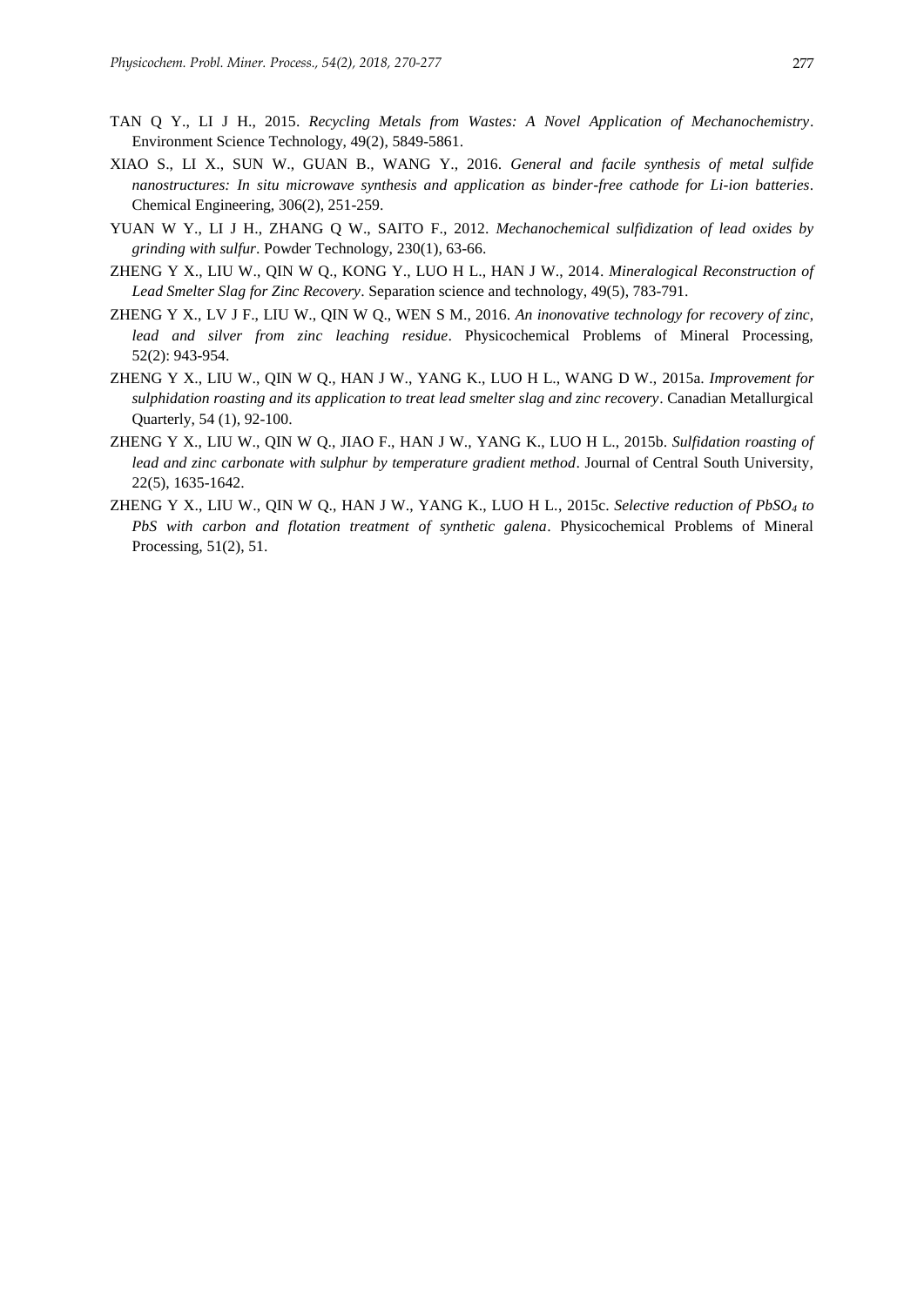TAN Q Y., LI J H., 2015. *Recycling Metals from Wastes: A Novel Application of Mechanochemistry*. Environment Science Technology, 49(2), 5849-5861.

XIAO S., LI X., SUN W., GUAN B., WANG Y., 2016. *General and facile synthesis of metal sulfide nanostructures: In situ microwave synthesis and application as binder-free cathode for Li-ion batteries*. Chemical Engineering, 306(2), 251-259.

YUAN W Y., LI J H., ZHANG Q W., SAITO F., 2012. *Mechanochemical sulfidization of lead oxides by grinding with sulfur*. Powder Technology, 230(1), 63-66.

ZHENG Y X., LIU W., QIN W Q., KONG Y., LUO H L., HAN J W., 2014. *Mineralogical Reconstruction of Lead Smelter Slag for Zinc Recovery*. Separation science and technology, 49(5), 783-791.

ZHENG Y X., LV J F., LIU W., QIN W Q., WEN S M., 2016. *An inonovative technology for recovery of zinc, lead and silver from zinc leaching residue*. Physicochemical Problems of Mineral Processing, 52(2): 943-954.

ZHENG Y X., LIU W., QIN W Q., HAN J W., YANG K., LUO H L., WANG D W., 2015a. *Improvement for sulphidation roasting and its application to treat lead smelter slag and zinc recovery*. Canadian Metallurgical Quarterly, 54 (1), 92-100.

ZHENG Y X., LIU W., QIN W Q., JIAO F., HAN J W., YANG K., LUO H L., 2015b. *Sulfidation roasting of lead and zinc carbonate with sulphur by temperature gradient method*. Journal of Central South University, 22(5), 1635-1642.

ZHENG Y X., LIU W., QIN W Q., HAN J W., YANG K., LUO H L., 2015c. *Selective reduction of $PbSO_4$ to PbS with carbon and flotation treatment of synthetic galena*. Physicochemical Problems of Mineral Processing, 51(2), 51.